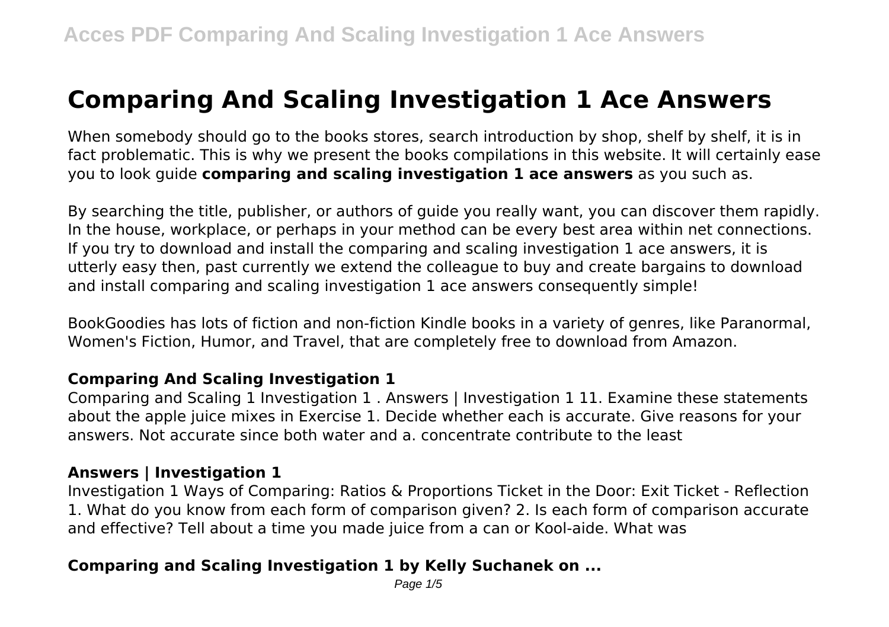# Comparing And Scaling Investigation 1 Ace Answers

When somebody should go to the books stores, search introduction by shop, shelf by shelf, it is in fact problematic. This is why we present the books compilations in this website. It will certainly ease you to look guide **comparing and scaling investigation 1 ace answers** as you such as.

By searching the title, publisher, or authors of guide you really want, you can discover them rapidly. In the house, workplace, or perhaps in your method can be every best area within net connections. If you try to download and install the comparing and scaling investigation 1 ace answers, it is utterly easy then, past currently we extend the colleague to buy and create bargains to download and install comparing and scaling investigation 1 ace answers consequently simple!

BookGoodies has lots of fiction and non-fiction Kindle books in a variety of genres, like Paranormal, Women's Fiction, Humor, and Travel, that are completely free to download from Amazon.

### Comparing And Scaling Investigation 1

Comparing and Scaling 1 Investigation 1 . Answers | Investigation 1 11. Examine these statements about the apple juice mixes in Exercise 1. Decide whether each is accurate. Give reasons for your answers. Not accurate since both water and a. concentrate contribute to the least

### Answers | Investigation 1

Investigation 1 Ways of Comparing: Ratios & Proportions Ticket in the Door: Exit Ticket - Reflection 1. What do you know from each form of comparison given? 2. Is each form of comparison accurate and effective? Tell about a time you made juice from a can or Kool-aide. What was

### Comparing and Scaling Investigation 1 by Kelly Suchanek on ...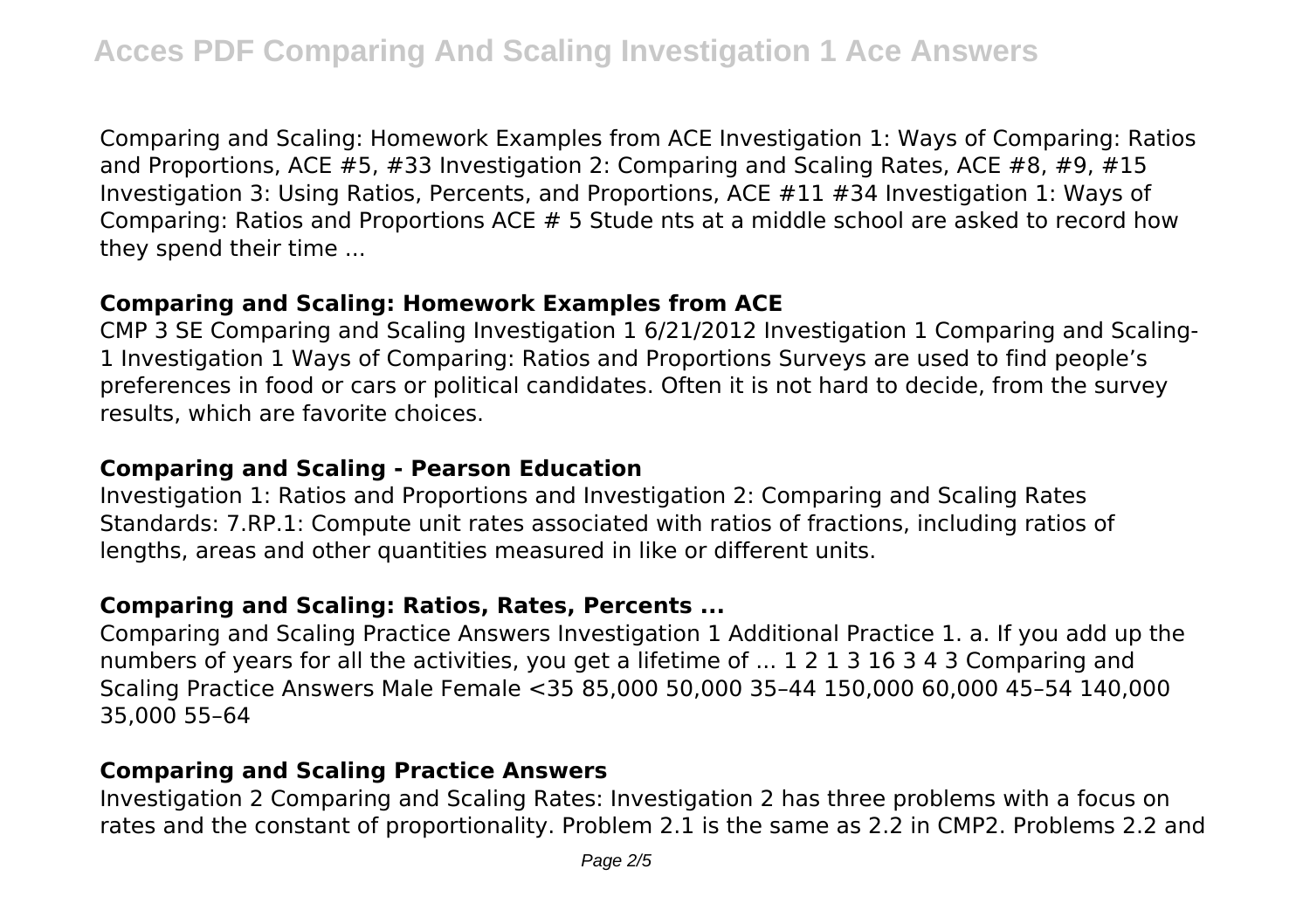Comparing and Scaling: Homework Examples from ACE Investigation 1: Ways of Comparing: Ratios and Proportions, ACE #5, #33 Investigation 2: Comparing and Scaling Rates, ACE #8, #9, #15 Investigation 3: Using Ratios, Percents, and Proportions, ACE #11 #34 Investigation 1: Ways of Comparing: Ratios and Proportions ACE # 5 Stude nts at a middle school are asked to record how they spend their time ...

### Comparing and Scaling: Homework Examples from ACE

CMP 3 SE Comparing and Scaling Investigation 1 6/21/2012 Investigation 1 Comparing and Scaling-1 Investigation 1 Ways of Comparing: Ratios and Proportions Surveys are used to find people's preferences in food or cars or political candidates. Often it is not hard to decide, from the survey results, which are favorite choices.

### Comparing and Scaling - Pearson Education

Investigation 1: Ratios and Proportions and Investigation 2: Comparing and Scaling Rates Standards: 7.RP.1: Compute unit rates associated with ratios of fractions, including ratios of lengths, areas and other quantities measured in like or different units.

### Comparing and Scaling: Ratios, Rates, Percents ...

Comparing and Scaling Practice Answers Investigation 1 Additional Practice 1. a. If you add up the numbers of years for all the activities, you get a lifetime of ... 1 2 1 3 16 3 4 3 Comparing and Scaling Practice Answers Male Female <35 85,000 50,000 35–44 150,000 60,000 45–54 140,000 35,000 55–64

### Comparing and Scaling Practice Answers

Investigation 2 Comparing and Scaling Rates: Investigation 2 has three problems with a focus on rates and the constant of proportionality. Problem 2.1 is the same as 2.2 in CMP2. Problems 2.2 and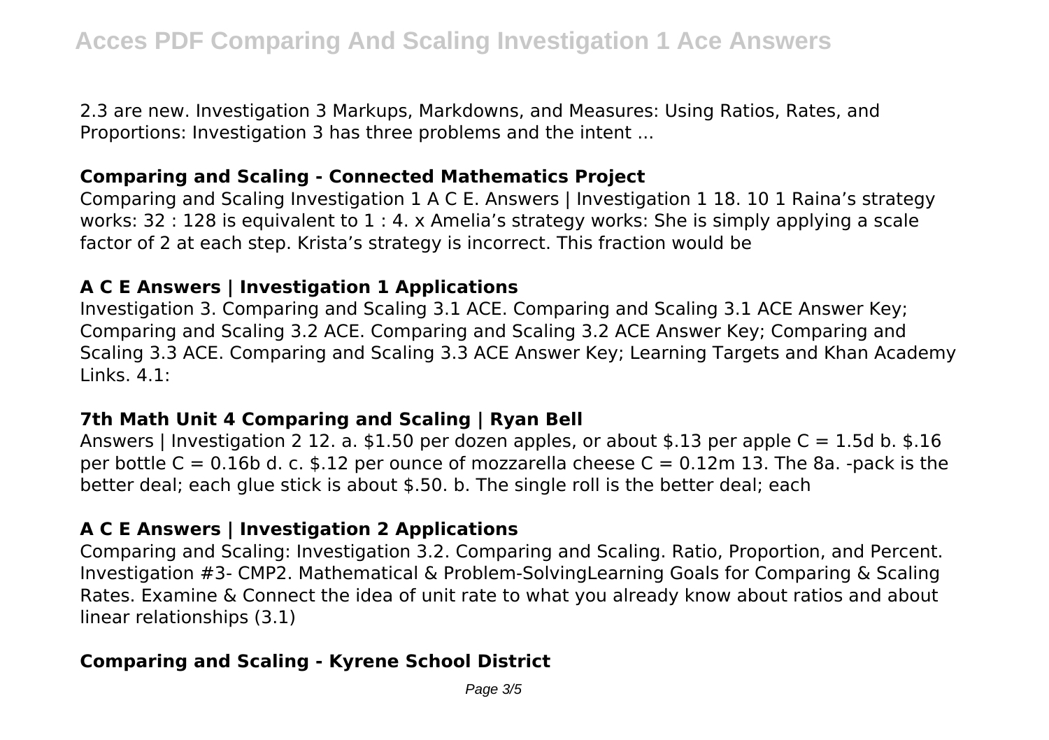2.3 are new. Investigation 3 Markups, Markdowns, and Measures: Using Ratios, Rates, and Proportions: Investigation 3 has three problems and the intent ...

### Comparing and Scaling - Connected Mathematics Project

Comparing and Scaling Investigation 1 A C E. Answers | Investigation 1 18. 10 1 Raina's strategy works: 32 : 128 is equivalent to 1 : 4. x Amelia's strategy works: She is simply applying a scale factor of 2 at each step. Krista's strategy is incorrect. This fraction would be

### A C E Answers | Investigation 1 Applications

Investigation 3. Comparing and Scaling 3.1 ACE. Comparing and Scaling 3.1 ACE Answer Key; Comparing and Scaling 3.2 ACE. Comparing and Scaling 3.2 ACE Answer Key; Comparing and Scaling 3.3 ACE. Comparing and Scaling 3.3 ACE Answer Key; Learning Targets and Khan Academy Links. 4.1:

### 7th Math Unit 4 Comparing and Scaling | Ryan Bell

Answers | Investigation 2 12. a. \$1.50 per dozen apples, or about \$.13 per apple $C = 1.5d$ b. \$.16 per bottle $C = 0.16b$ d. c. \$.12 per ounce of mozzarella cheese $C = 0.12m$ 13. The 8a. -pack is the better deal; each glue stick is about \$.50. b. The single roll is the better deal; each

### A C E Answers | Investigation 2 Applications

Comparing and Scaling: Investigation 3.2. Comparing and Scaling. Ratio, Proportion, and Percent. Investigation #3- CMP2. Mathematical & Problem-SolvingLearning Goals for Comparing & Scaling Rates. Examine & Connect the idea of unit rate to what you already know about ratios and about linear relationships (3.1)

### Comparing and Scaling - Kyrene School District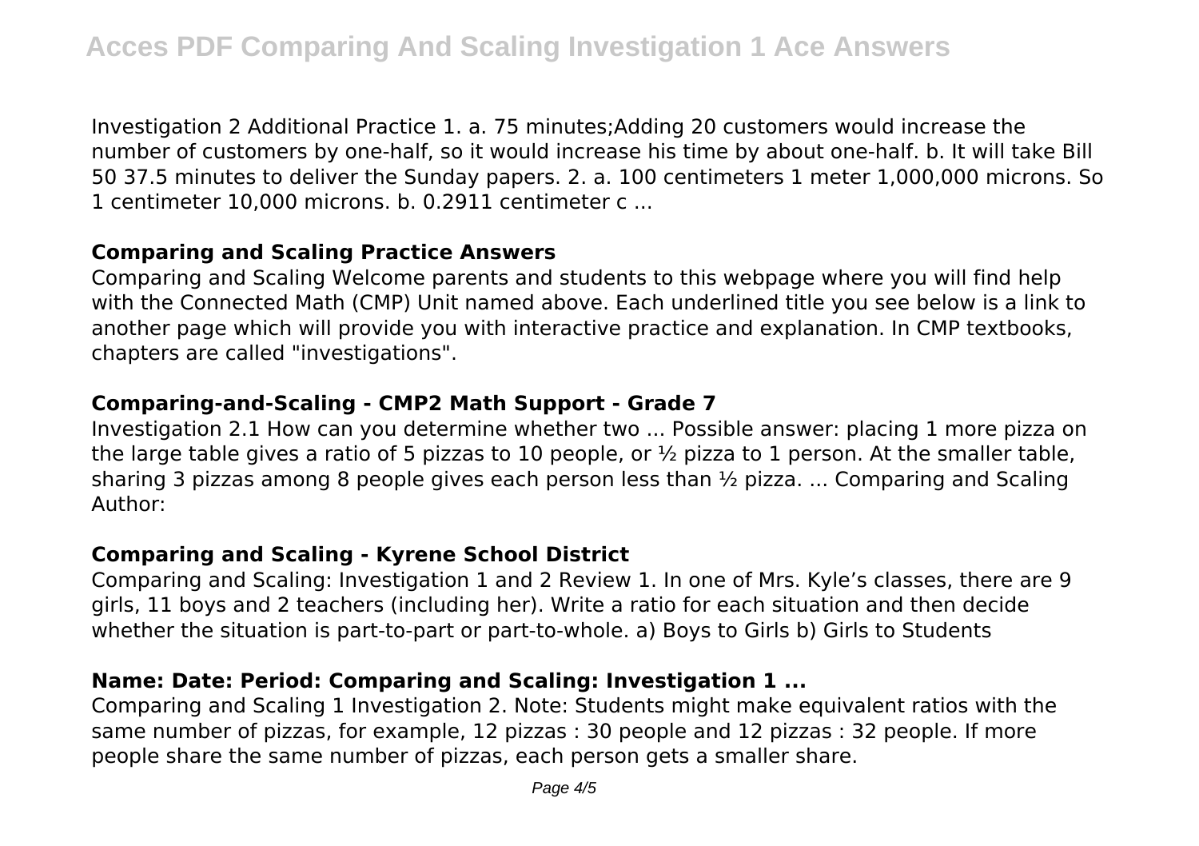Investigation 2 Additional Practice 1. a. 75 minutes;Adding 20 customers would increase the number of customers by one-half, so it would increase his time by about one-half. b. It will take Bill 50 37.5 minutes to deliver the Sunday papers. 2. a. 100 centimeters 1 meter 1,000,000 microns. So 1 centimeter 10,000 microns. b. 0.2911 centimeter c ...

### Comparing and Scaling Practice Answers

Comparing and Scaling Welcome parents and students to this webpage where you will find help with the Connected Math (CMP) Unit named above. Each underlined title you see below is a link to another page which will provide you with interactive practice and explanation. In CMP textbooks, chapters are called "investigations".

### Comparing-and-Scaling - CMP2 Math Support - Grade 7

Investigation 2.1 How can you determine whether two ... Possible answer: placing 1 more pizza on the large table gives a ratio of 5 pizzas to 10 people, or ½ pizza to 1 person. At the smaller table, sharing 3 pizzas among 8 people gives each person less than ½ pizza. ... Comparing and Scaling Author:

### Comparing and Scaling - Kyrene School District

Comparing and Scaling: Investigation 1 and 2 Review 1. In one of Mrs. Kyle's classes, there are 9 girls, 11 boys and 2 teachers (including her). Write a ratio for each situation and then decide whether the situation is part-to-part or part-to-whole. a) Boys to Girls b) Girls to Students

### Name: Date: Period: Comparing and Scaling: Investigation 1 ...

Comparing and Scaling 1 Investigation 2. Note: Students might make equivalent ratios with the same number of pizzas, for example, 12 pizzas : 30 people and 12 pizzas : 32 people. If more people share the same number of pizzas, each person gets a smaller share.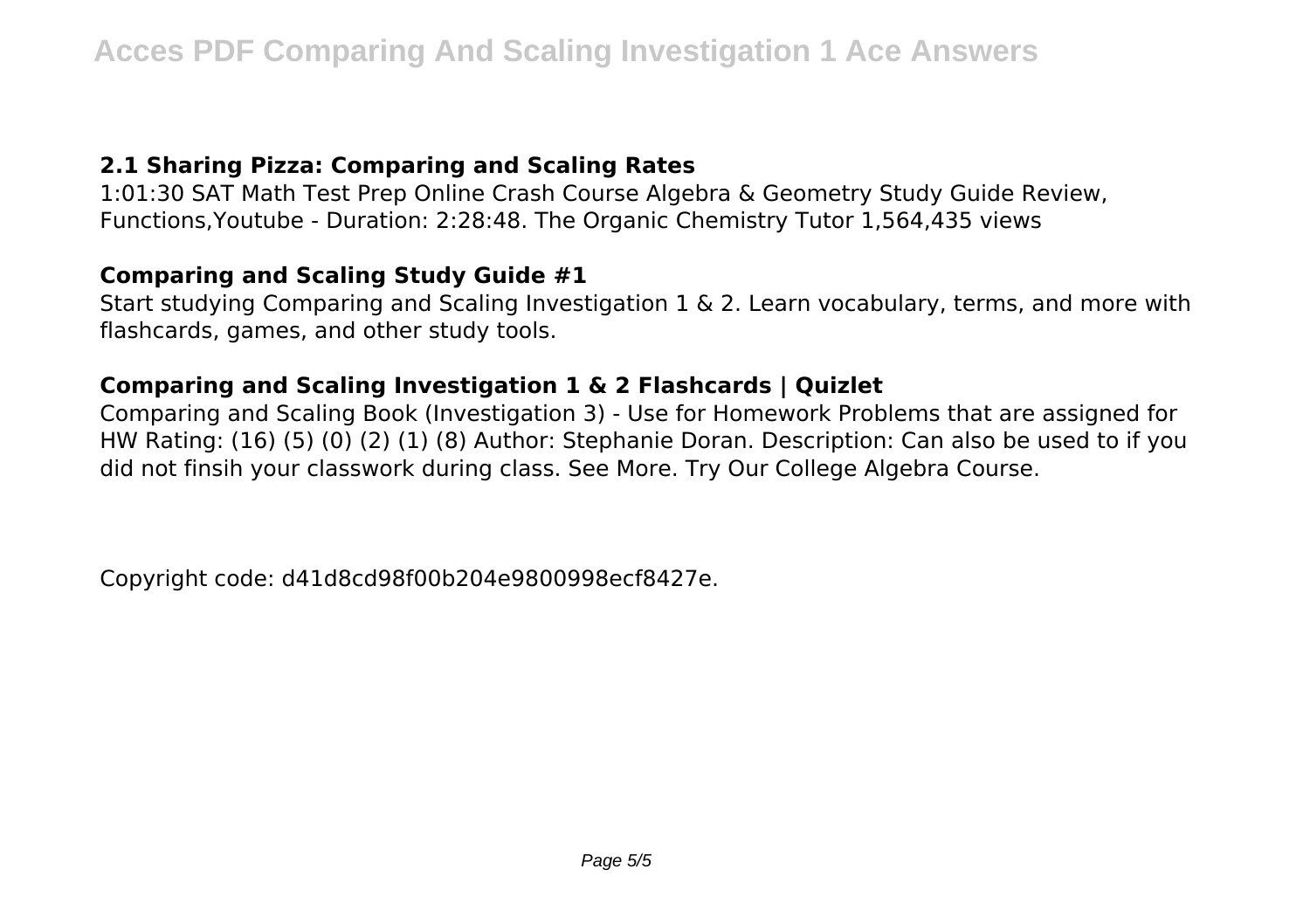**2.1 Sharing Pizza: Comparing and Scaling Rates**

1:01:30 SAT Math Test Prep Online Crash Course Algebra & Geometry Study Guide Review, Functions,Youtube - Duration: 2:28:48. The Organic Chemistry Tutor 1,564,435 views

**Comparing and Scaling Study Guide #1**

Start studying Comparing and Scaling Investigation 1 & 2. Learn vocabulary, terms, and more with flashcards, games, and other study tools.

**Comparing and Scaling Investigation 1 & 2 Flashcards | Quizlet**

Comparing and Scaling Book (Investigation 3) - Use for Homework Problems that are assigned for HW Rating: (16) (5) (0) (2) (1) (8) Author: Stephanie Doran. Description: Can also be used to if you did not finsih your classwork during class. See More. Try Our College Algebra Course.

Copyright code: d41d8cd98f00b204e9800998ecf8427e.